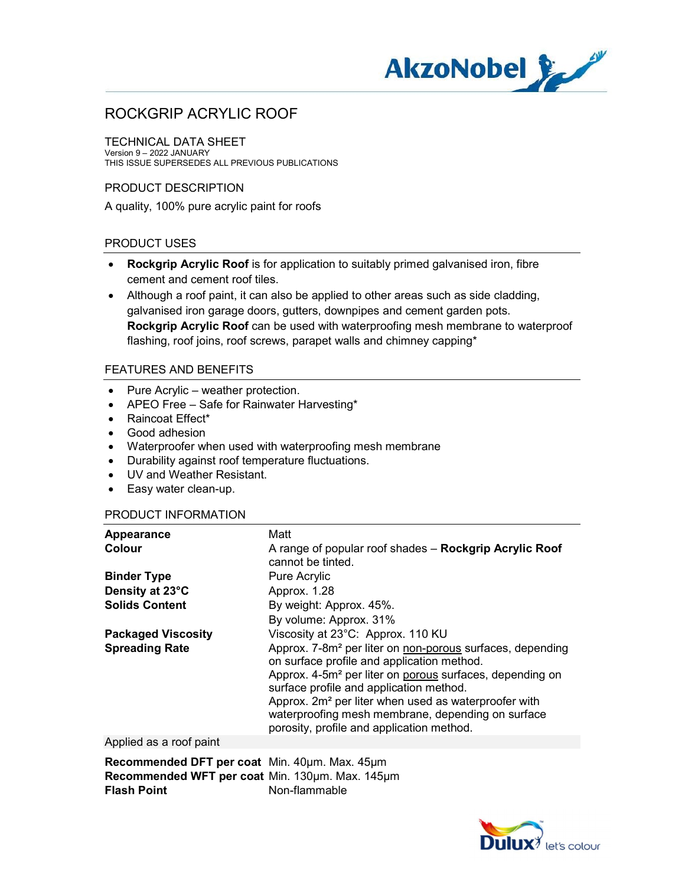# ROCKGRIP ACRYLIC ROOF

TECHNICAL DATA SHEET
Version 9 – 2022 JANUARY
THIS ISSUE SUPERSEDES ALL PREVIOUS PUBLICATIONS

## PRODUCT DESCRIPTION

A quality, 100% pure acrylic paint for roofs

## PRODUCT USES

- **Rockgrip Acrylic Roof** is for application to suitably primed galvanised iron, fibre cement and cement roof tiles.
- Although a roof paint, it can also be applied to other areas such as side cladding, galvanised iron garage doors, gutters, downpipes and cement garden pots. **Rockgrip Acrylic Roof** can be used with waterproofing mesh membrane to waterproof flashing, roof joins, roof screws, parapet walls and chimney capping*

## FEATURES AND BENEFITS

- Pure Acrylic – weather protection.
- APEO Free – Safe for Rainwater Harvesting*
- Raincoat Effect*
- Good adhesion
- Waterproofer when used with waterproofing mesh membrane
- Durability against roof temperature fluctuations.
- UV and Weather Resistant.
- Easy water clean-up.

## PRODUCT INFORMATION

| | |
|---|---|
| **Appearance** | Matt |
| **Colour** | A range of popular roof shades – **Rockgrip Acrylic Roof** cannot be tinted. |
| **Binder Type** | Pure Acrylic |
| **Density at 23°C** | Approx. 1.28 |
| **Solids Content** | By weight: Approx. 45%.<br>By volume: Approx. 31% |
| **Packaged Viscosity** | Viscosity at 23°C: Approx. 110 KU |
| **Spreading Rate** | Approx. 7-8m² per liter on non-porous surfaces, depending on surface profile and application method.<br>Approx. 4-5m² per liter on porous surfaces, depending on surface profile and application method.<br>Approx. 2m² per liter when used as waterproofer with waterproofing mesh membrane, depending on surface porosity, profile and application method. |
| Applied as a roof paint | |
| **Recommended DFT per coat** | Min. 40µm. Max. 45µm |
| **Recommended WFT per coat** | Min. 130µm. Max. 145µm |
| **Flash Point** | Non-flammable |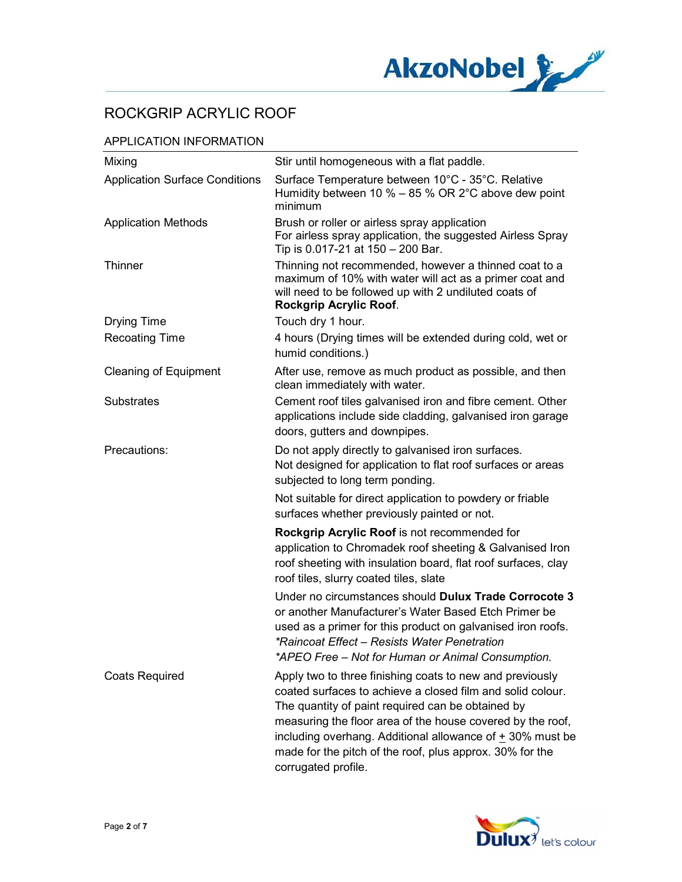# ROCKGRIP ACRYLIC ROOF

## APPLICATION INFORMATION

| | |
|---|---|
| Mixing | Stir until homogeneous with a flat paddle. |
| Application Surface Conditions | Surface Temperature between 10°C - 35°C. Relative Humidity between 10 % – 85 % OR 2°C above dew point minimum |
| Application Methods | Brush or roller or airless spray application<br>For airless spray application, the suggested Airless Spray Tip is 0.017-21 at 150 – 200 Bar. |
| Thinner | Thinning not recommended, however a thinned coat to a maximum of 10% with water will act as a primer coat and will need to be followed up with 2 undiluted coats of **Rockgrip Acrylic Roof**. |
| Drying Time | Touch dry 1 hour. |
| Recoating Time | 4 hours (Drying times will be extended during cold, wet or humid conditions.) |
| Cleaning of Equipment | After use, remove as much product as possible, and then clean immediately with water. |
| Substrates | Cement roof tiles galvanised iron and fibre cement. Other applications include side cladding, galvanised iron garage doors, gutters and downpipes. |
| Precautions: | Do not apply directly to galvanised iron surfaces.<br>Not designed for application to flat roof surfaces or areas subjected to long term ponding.<br><br>Not suitable for direct application to powdery or friable surfaces whether previously painted or not.<br><br>**Rockgrip Acrylic Roof** is not recommended for application to Chromadek roof sheeting & Galvanised Iron roof sheeting with insulation board, flat roof surfaces, clay roof tiles, slurry coated tiles, slate<br><br>Under no circumstances should **Dulux Trade Corrocote 3** or another Manufacturer's Water Based Etch Primer be used as a primer for this product on galvanised iron roofs.<br>*\*Raincoat Effect – Resists Water Penetration*<br>*\*APEO Free – Not for Human or Animal Consumption.* |
| Coats Required | Apply two to three finishing coats to new and previously coated surfaces to achieve a closed film and solid colour. The quantity of paint required can be obtained by measuring the floor area of the house covered by the roof, including overhang. Additional allowance of ± 30% must be made for the pitch of the roof, plus approx. 30% for the corrugated profile. |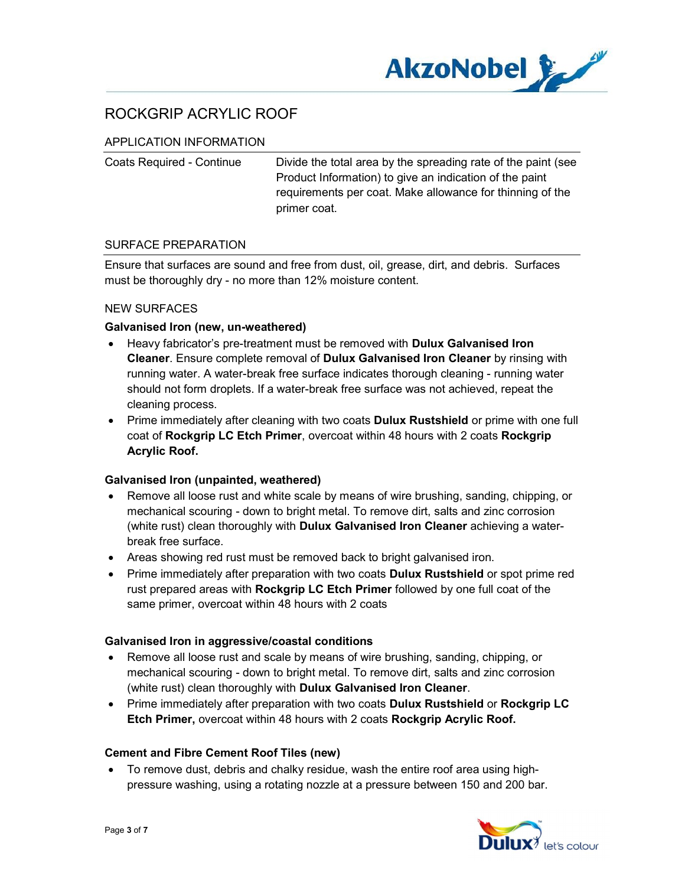# ROCKGRIP ACRYLIC ROOF

## APPLICATION INFORMATION

| | |
|---|---|
| Coats Required - Continue | Divide the total area by the spreading rate of the paint (see Product Information) to give an indication of the paint requirements per coat. Make allowance for thinning of the primer coat. |

## SURFACE PREPARATION

Ensure that surfaces are sound and free from dust, oil, grease, dirt, and debris. Surfaces must be thoroughly dry - no more than 12% moisture content.

### NEW SURFACES

**Galvanised Iron (new, un-weathered)**

- Heavy fabricator's pre-treatment must be removed with **Dulux Galvanised Iron Cleaner**. Ensure complete removal of **Dulux Galvanised Iron Cleaner** by rinsing with running water. A water-break free surface indicates thorough cleaning - running water should not form droplets. If a water-break free surface was not achieved, repeat the cleaning process.
- Prime immediately after cleaning with two coats **Dulux Rustshield** or prime with one full coat of **Rockgrip LC Etch Primer**, overcoat within 48 hours with 2 coats **Rockgrip Acrylic Roof.**

**Galvanised Iron (unpainted, weathered)**

- Remove all loose rust and white scale by means of wire brushing, sanding, chipping, or mechanical scouring - down to bright metal. To remove dirt, salts and zinc corrosion (white rust) clean thoroughly with **Dulux Galvanised Iron Cleaner** achieving a water-break free surface.
- Areas showing red rust must be removed back to bright galvanised iron.
- Prime immediately after preparation with two coats **Dulux Rustshield** or spot prime red rust prepared areas with **Rockgrip LC Etch Primer** followed by one full coat of the same primer, overcoat within 48 hours with 2 coats

**Galvanised Iron in aggressive/coastal conditions**

- Remove all loose rust and scale by means of wire brushing, sanding, chipping, or mechanical scouring - down to bright metal. To remove dirt, salts and zinc corrosion (white rust) clean thoroughly with **Dulux Galvanised Iron Cleaner**.
- Prime immediately after preparation with two coats **Dulux Rustshield** or **Rockgrip LC Etch Primer,** overcoat within 48 hours with 2 coats **Rockgrip Acrylic Roof.**

**Cement and Fibre Cement Roof Tiles (new)**

- To remove dust, debris and chalky residue, wash the entire roof area using high-pressure washing, using a rotating nozzle at a pressure between 150 and 200 bar.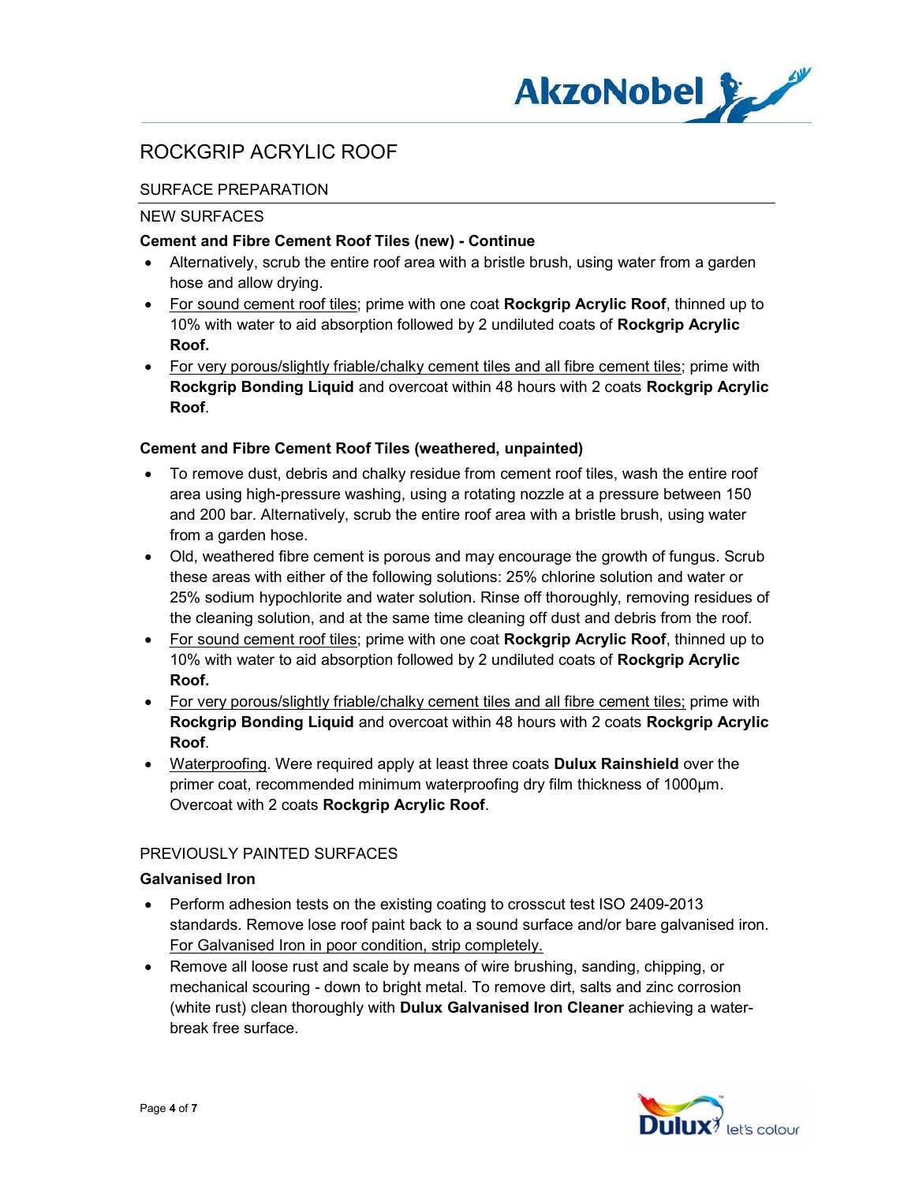# ROCKGRIP ACRYLIC ROOF

## SURFACE PREPARATION

### NEW SURFACES

**Cement and Fibre Cement Roof Tiles (new) - Continue**

- Alternatively, scrub the entire roof area with a bristle brush, using water from a garden hose and allow drying.
- For sound cement roof tiles; prime with one coat **Rockgrip Acrylic Roof**, thinned up to 10% with water to aid absorption followed by 2 undiluted coats of **Rockgrip Acrylic Roof.**
- For very porous/slightly friable/chalky cement tiles and all fibre cement tiles; prime with **Rockgrip Bonding Liquid** and overcoat within 48 hours with 2 coats **Rockgrip Acrylic Roof**.

**Cement and Fibre Cement Roof Tiles (weathered, unpainted)**

- To remove dust, debris and chalky residue from cement roof tiles, wash the entire roof area using high-pressure washing, using a rotating nozzle at a pressure between 150 and 200 bar. Alternatively, scrub the entire roof area with a bristle brush, using water from a garden hose.
- Old, weathered fibre cement is porous and may encourage the growth of fungus. Scrub these areas with either of the following solutions: 25% chlorine solution and water or 25% sodium hypochlorite and water solution. Rinse off thoroughly, removing residues of the cleaning solution, and at the same time cleaning off dust and debris from the roof.
- For sound cement roof tiles; prime with one coat **Rockgrip Acrylic Roof**, thinned up to 10% with water to aid absorption followed by 2 undiluted coats of **Rockgrip Acrylic Roof.**
- For very porous/slightly friable/chalky cement tiles and all fibre cement tiles; prime with **Rockgrip Bonding Liquid** and overcoat within 48 hours with 2 coats **Rockgrip Acrylic Roof**.
- Waterproofing. Were required apply at least three coats **Dulux Rainshield** over the primer coat, recommended minimum waterproofing dry film thickness of 1000µm. Overcoat with 2 coats **Rockgrip Acrylic Roof**.

### PREVIOUSLY PAINTED SURFACES

**Galvanised Iron**

- Perform adhesion tests on the existing coating to crosscut test ISO 2409-2013 standards. Remove lose roof paint back to a sound surface and/or bare galvanised iron. For Galvanised Iron in poor condition, strip completely.
- Remove all loose rust and scale by means of wire brushing, sanding, chipping, or mechanical scouring - down to bright metal. To remove dirt, salts and zinc corrosion (white rust) clean thoroughly with **Dulux Galvanised Iron Cleaner** achieving a water-break free surface.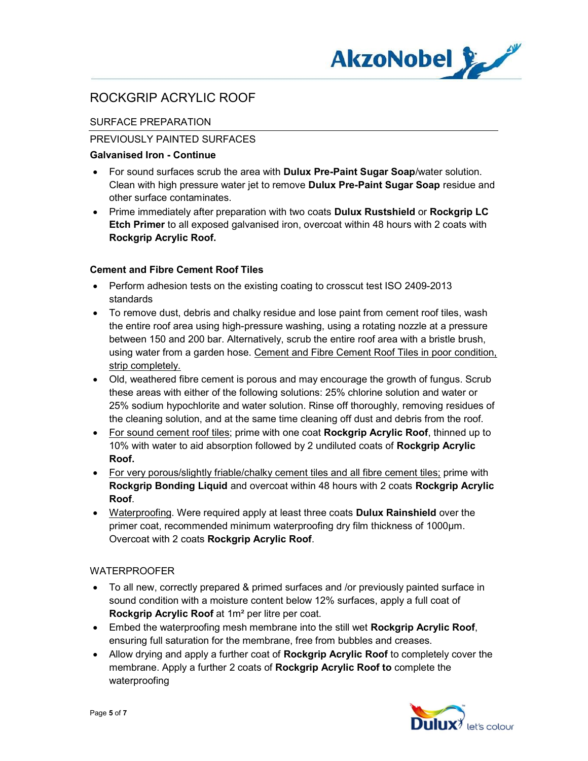# ROCKGRIP ACRYLIC ROOF

## SURFACE PREPARATION

### PREVIOUSLY PAINTED SURFACES

**Galvanised Iron - Continue**

- For sound surfaces scrub the area with **Dulux Pre-Paint Sugar Soap**/water solution. Clean with high pressure water jet to remove **Dulux Pre-Paint Sugar Soap** residue and other surface contaminates.
- Prime immediately after preparation with two coats **Dulux Rustshield** or **Rockgrip LC Etch Primer** to all exposed galvanised iron, overcoat within 48 hours with 2 coats with **Rockgrip Acrylic Roof.**

**Cement and Fibre Cement Roof Tiles**

- Perform adhesion tests on the existing coating to crosscut test ISO 2409-2013 standards
- To remove dust, debris and chalky residue and lose paint from cement roof tiles, wash the entire roof area using high-pressure washing, using a rotating nozzle at a pressure between 150 and 200 bar. Alternatively, scrub the entire roof area with a bristle brush, using water from a garden hose. <u>Cement and Fibre Cement Roof Tiles in poor condition, strip completely.</u>
- Old, weathered fibre cement is porous and may encourage the growth of fungus. Scrub these areas with either of the following solutions: 25% chlorine solution and water or 25% sodium hypochlorite and water solution. Rinse off thoroughly, removing residues of the cleaning solution, and at the same time cleaning off dust and debris from the roof.
- <u>For sound cement roof tiles</u>; prime with one coat **Rockgrip Acrylic Roof**, thinned up to 10% with water to aid absorption followed by 2 undiluted coats of **Rockgrip Acrylic Roof.**
- <u>For very porous/slightly friable/chalky cement tiles and all fibre cement tiles;</u> prime with **Rockgrip Bonding Liquid** and overcoat within 48 hours with 2 coats **Rockgrip Acrylic Roof**.
- <u>Waterproofing</u>. Were required apply at least three coats **Dulux Rainshield** over the primer coat, recommended minimum waterproofing dry film thickness of 1000µm. Overcoat with 2 coats **Rockgrip Acrylic Roof**.

## WATERPROOFER

- To all new, correctly prepared & primed surfaces and /or previously painted surface in sound condition with a moisture content below 12% surfaces, apply a full coat of **Rockgrip Acrylic Roof** at 1m² per litre per coat.
- Embed the waterproofing mesh membrane into the still wet **Rockgrip Acrylic Roof**, ensuring full saturation for the membrane, free from bubbles and creases.
- Allow drying and apply a further coat of **Rockgrip Acrylic Roof** to completely cover the membrane. Apply a further 2 coats of **Rockgrip Acrylic Roof to** complete the waterproofing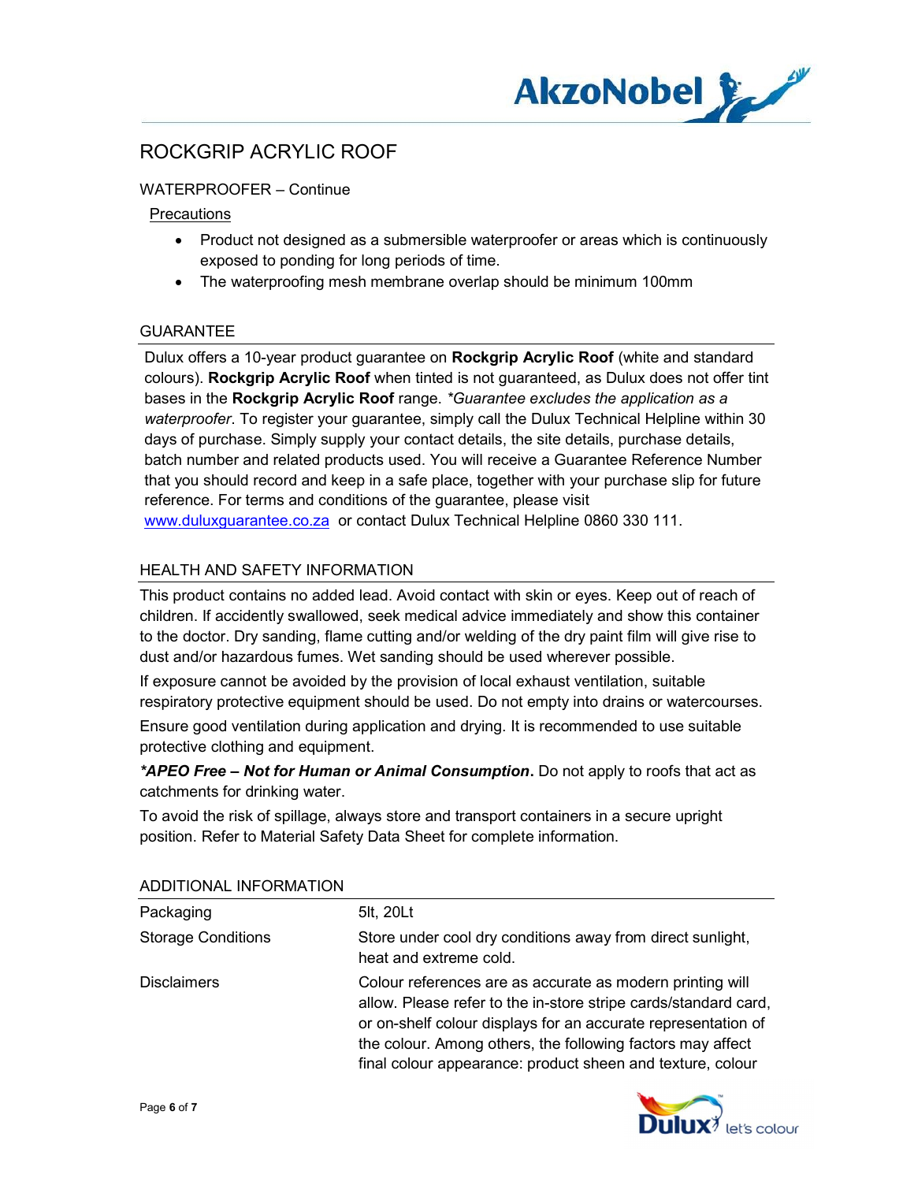# ROCKGRIP ACRYLIC ROOF

WATERPROOFER – Continue

Precautions

- Product not designed as a submersible waterproofer or areas which is continuously exposed to ponding for long periods of time.
- The waterproofing mesh membrane overlap should be minimum 100mm

## GUARANTEE

Dulux offers a 10-year product guarantee on **Rockgrip Acrylic Roof** (white and standard colours). **Rockgrip Acrylic Roof** when tinted is not guaranteed, as Dulux does not offer tint bases in the **Rockgrip Acrylic Roof** range. *\*Guarantee excludes the application as a waterproofer*. To register your guarantee, simply call the Dulux Technical Helpline within 30 days of purchase. Simply supply your contact details, the site details, purchase details, batch number and related products used. You will receive a Guarantee Reference Number that you should record and keep in a safe place, together with your purchase slip for future reference. For terms and conditions of the guarantee, please visit www.duluxguarantee.co.za or contact Dulux Technical Helpline 0860 330 111.

## HEALTH AND SAFETY INFORMATION

This product contains no added lead. Avoid contact with skin or eyes. Keep out of reach of children. If accidently swallowed, seek medical advice immediately and show this container to the doctor. Dry sanding, flame cutting and/or welding of the dry paint film will give rise to dust and/or hazardous fumes. Wet sanding should be used wherever possible.

If exposure cannot be avoided by the provision of local exhaust ventilation, suitable respiratory protective equipment should be used. Do not empty into drains or watercourses.

Ensure good ventilation during application and drying. It is recommended to use suitable protective clothing and equipment.

***\*APEO Free – Not for Human or Animal Consumption*.** Do not apply to roofs that act as catchments for drinking water.

To avoid the risk of spillage, always store and transport containers in a secure upright position. Refer to Material Safety Data Sheet for complete information.

## ADDITIONAL INFORMATION

| | |
|---|---|
| Packaging | 5lt, 20Lt |
| Storage Conditions | Store under cool dry conditions away from direct sunlight, heat and extreme cold. |
| Disclaimers | Colour references are as accurate as modern printing will allow. Please refer to the in-store stripe cards/standard card, or on-shelf colour displays for an accurate representation of the colour. Among others, the following factors may affect final colour appearance: product sheen and texture, colour |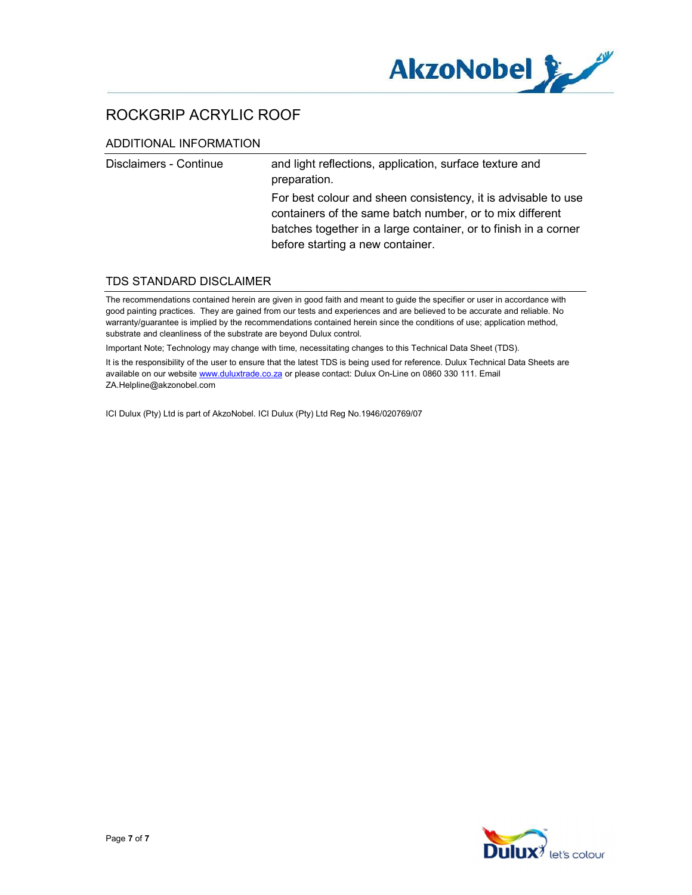# ROCKGRIP ACRYLIC ROOF

## ADDITIONAL INFORMATION

| | |
|---|---|
| Disclaimers - Continue | and light reflections, application, surface texture and preparation. For best colour and sheen consistency, it is advisable to use containers of the same batch number, or to mix different batches together in a large container, or to finish in a corner before starting a new container. |

## TDS STANDARD DISCLAIMER

The recommendations contained herein are given in good faith and meant to guide the specifier or user in accordance with good painting practices. They are gained from our tests and experiences and are believed to be accurate and reliable. No warranty/guarantee is implied by the recommendations contained herein since the conditions of use; application method, substrate and cleanliness of the substrate are beyond Dulux control.

Important Note; Technology may change with time, necessitating changes to this Technical Data Sheet (TDS).

It is the responsibility of the user to ensure that the latest TDS is being used for reference. Dulux Technical Data Sheets are available on our website www.duluxtrade.co.za or please contact: Dulux On-Line on 0860 330 111. Email ZA.Helpline@akzonobel.com

ICI Dulux (Pty) Ltd is part of AkzoNobel. ICI Dulux (Pty) Ltd Reg No.1946/020769/07